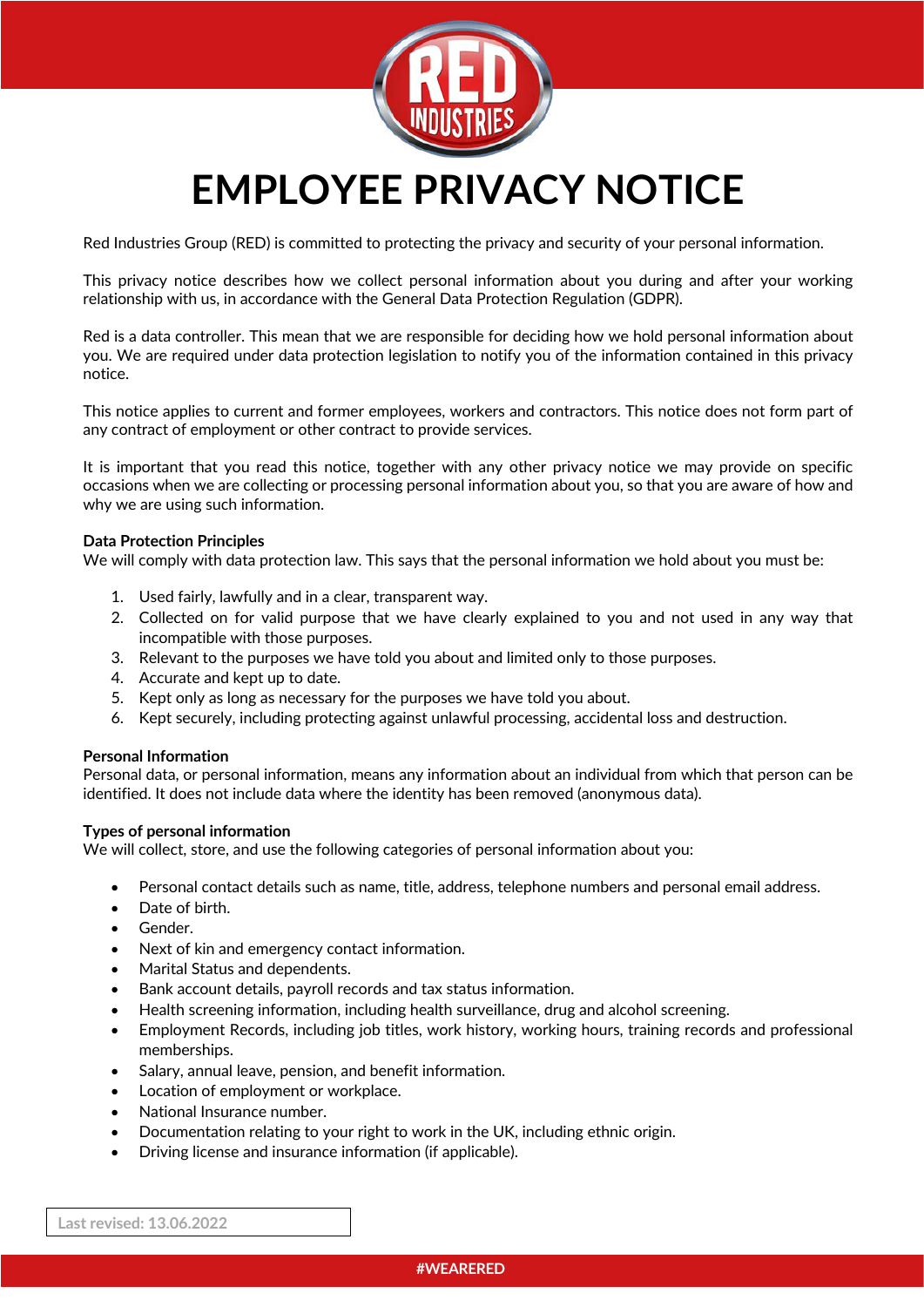# EMPLOYEE PRIVACY NOTICE

Red Industries Group (RED) is committed to protecting the privacy and security of your personal information.

This privacy notice describes how we collect personal information about you during and after your working relationship with us, in accordance with the General Data Protection Regulation (GDPR).

Red is a data controller. This mean that we are responsible for deciding how we hold personal information about you. We are required under data protection legislation to notify you of the information contained in this privacy notice.

This notice applies to current and former employees, workers and contractors. This notice does not form part of any contract of employment or other contract to provide services.

It is important that you read this notice, together with any other privacy notice we may provide on specific occasions when we are collecting or processing personal information about you, so that you are aware of how and why we are using such information.

**Data Protection Principles**

We will comply with data protection law. This says that the personal information we hold about you must be:

1. Used fairly, lawfully and in a clear, transparent way.
2. Collected on for valid purpose that we have clearly explained to you and not used in any way that incompatible with those purposes.
3. Relevant to the purposes we have told you about and limited only to those purposes.
4. Accurate and kept up to date.
5. Kept only as long as necessary for the purposes we have told you about.
6. Kept securely, including protecting against unlawful processing, accidental loss and destruction.

**Personal Information**

Personal data, or personal information, means any information about an individual from which that person can be identified. It does not include data where the identity has been removed (anonymous data).

**Types of personal information**

We will collect, store, and use the following categories of personal information about you:

- Personal contact details such as name, title, address, telephone numbers and personal email address.
- Date of birth.
- Gender.
- Next of kin and emergency contact information.
- Marital Status and dependents.
- Bank account details, payroll records and tax status information.
- Health screening information, including health surveillance, drug and alcohol screening.
- Employment Records, including job titles, work history, working hours, training records and professional memberships.
- Salary, annual leave, pension, and benefit information.
- Location of employment or workplace.
- National Insurance number.
- Documentation relating to your right to work in the UK, including ethnic origin.
- Driving license and insurance information (if applicable).

Last revised: 13.06.2022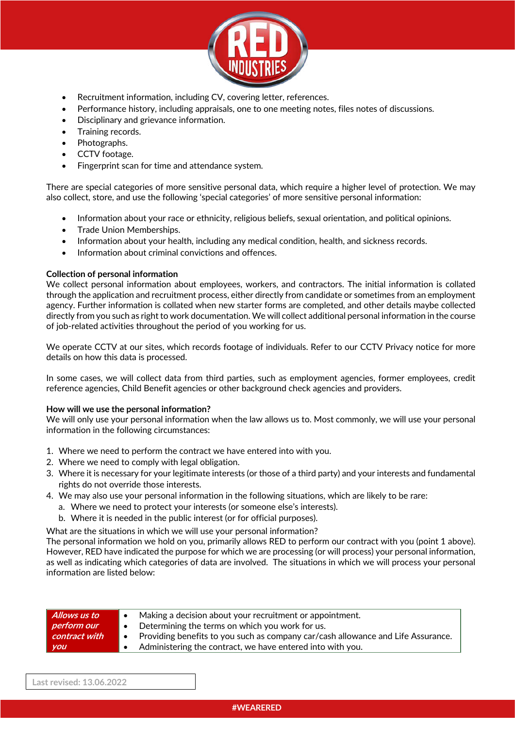- Recruitment information, including CV, covering letter, references.
- Performance history, including appraisals, one to one meeting notes, files notes of discussions.
- Disciplinary and grievance information.
- Training records.
- Photographs.
- CCTV footage.
- Fingerprint scan for time and attendance system.

There are special categories of more sensitive personal data, which require a higher level of protection. We may also collect, store, and use the following 'special categories' of more sensitive personal information:

- Information about your race or ethnicity, religious beliefs, sexual orientation, and political opinions.
- Trade Union Memberships.
- Information about your health, including any medical condition, health, and sickness records.
- Information about criminal convictions and offences.

**Collection of personal information**

We collect personal information about employees, workers, and contractors. The initial information is collated through the application and recruitment process, either directly from candidate or sometimes from an employment agency. Further information is collated when new starter forms are completed, and other details maybe collected directly from you such as right to work documentation. We will collect additional personal information in the course of job-related activities throughout the period of you working for us.

We operate CCTV at our sites, which records footage of individuals. Refer to our CCTV Privacy notice for more details on how this data is processed.

In some cases, we will collect data from third parties, such as employment agencies, former employees, credit reference agencies, Child Benefit agencies or other background check agencies and providers.

**How will we use the personal information?**

We will only use your personal information when the law allows us to. Most commonly, we will use your personal information in the following circumstances:

1. Where we need to perform the contract we have entered into with you.
2. Where we need to comply with legal obligation.
3. Where it is necessary for your legitimate interests (or those of a third party) and your interests and fundamental rights do not override those interests.
4. We may also use your personal information in the following situations, which are likely to be rare:
   a. Where we need to protect your interests (or someone else's interests).
   b. Where it is needed in the public interest (or for official purposes).

What are the situations in which we will use your personal information?
The personal information we hold on you, primarily allows RED to perform our contract with you (point 1 above). However, RED have indicated the purpose for which we are processing (or will process) your personal information, as well as indicating which categories of data are involved. The situations in which we will process your personal information are listed below:

| | |
|---|---|
| ***Allows us to perform our contract with you*** | • Making a decision about your recruitment or appointment.<br>• Determining the terms on which you work for us.<br>• Providing benefits to you such as company car/cash allowance and Life Assurance.<br>• Administering the contract, we have entered into with you. |

Last revised: 13.06.2022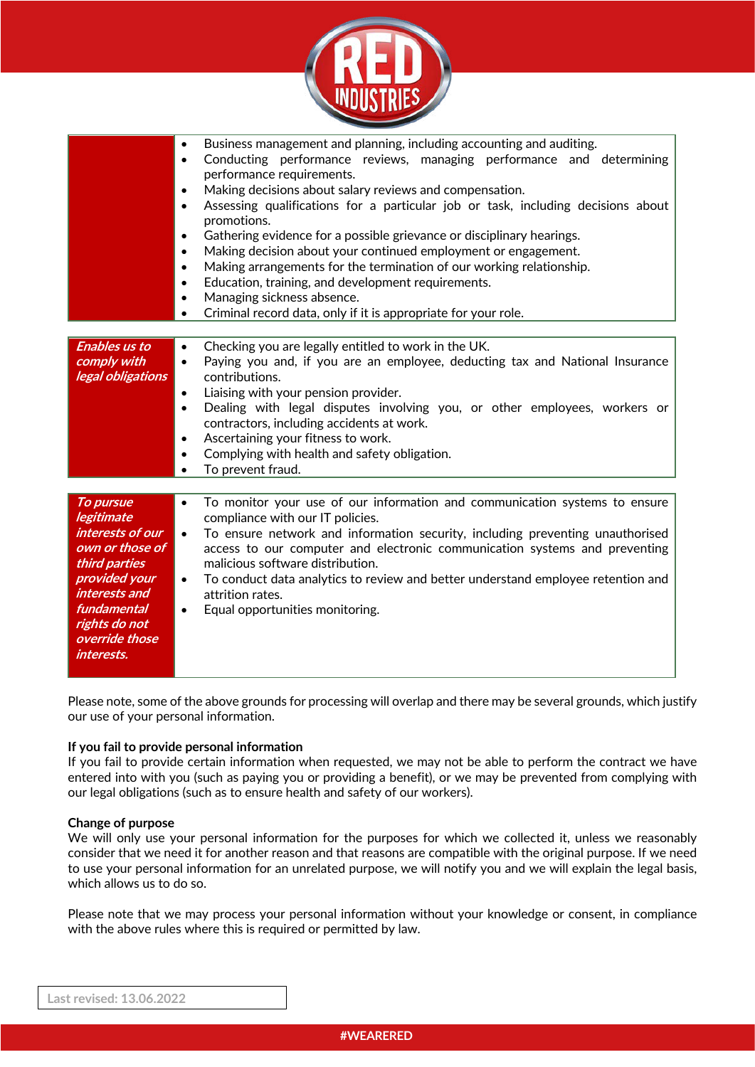| | |
|---|---|
| | <ul><li>Business management and planning, including accounting and auditing.</li><li>Conducting performance reviews, managing performance and determining performance requirements.</li><li>Making decisions about salary reviews and compensation.</li><li>Assessing qualifications for a particular job or task, including decisions about promotions.</li><li>Gathering evidence for a possible grievance or disciplinary hearings.</li><li>Making decision about your continued employment or engagement.</li><li>Making arrangements for the termination of our working relationship.</li><li>Education, training, and development requirements.</li><li>Managing sickness absence.</li><li>Criminal record data, only if it is appropriate for your role.</li></ul> |

| | |
|---|---|
| ***Enables us to comply with legal obligations*** | <ul><li>Checking you are legally entitled to work in the UK.</li><li>Paying you and, if you are an employee, deducting tax and National Insurance contributions.</li><li>Liaising with your pension provider.</li><li>Dealing with legal disputes involving you, or other employees, workers or contractors, including accidents at work.</li><li>Ascertaining your fitness to work.</li><li>Complying with health and safety obligation.</li><li>To prevent fraud.</li></ul> |

| | |
|---|---|
| ***To pursue legitimate interests of our own or those of third parties provided your interests and fundamental rights do not override those interests.*** | <ul><li>To monitor your use of our information and communication systems to ensure compliance with our IT policies.</li><li>To ensure network and information security, including preventing unauthorised access to our computer and electronic communication systems and preventing malicious software distribution.</li><li>To conduct data analytics to review and better understand employee retention and attrition rates.</li><li>Equal opportunities monitoring.</li></ul> |

Please note, some of the above grounds for processing will overlap and there may be several grounds, which justify our use of your personal information.

**If you fail to provide personal information**

If you fail to provide certain information when requested, we may not be able to perform the contract we have entered into with you (such as paying you or providing a benefit), or we may be prevented from complying with our legal obligations (such as to ensure health and safety of our workers).

**Change of purpose**

We will only use your personal information for the purposes for which we collected it, unless we reasonably consider that we need it for another reason and that reasons are compatible with the original purpose. If we need to use your personal information for an unrelated purpose, we will notify you and we will explain the legal basis, which allows us to do so.

Please note that we may process your personal information without your knowledge or consent, in compliance with the above rules where this is required or permitted by law.

Last revised: 13.06.2022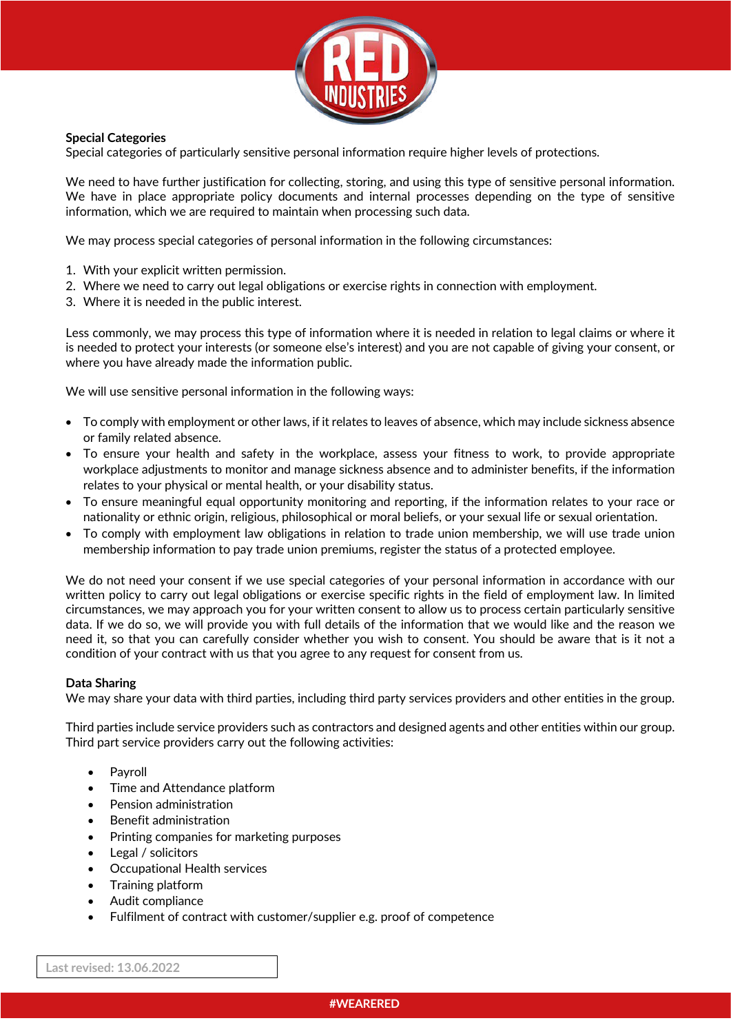**Special Categories**

Special categories of particularly sensitive personal information require higher levels of protections.

We need to have further justification for collecting, storing, and using this type of sensitive personal information. We have in place appropriate policy documents and internal processes depending on the type of sensitive information, which we are required to maintain when processing such data.

We may process special categories of personal information in the following circumstances:

1. With your explicit written permission.
2. Where we need to carry out legal obligations or exercise rights in connection with employment.
3. Where it is needed in the public interest.

Less commonly, we may process this type of information where it is needed in relation to legal claims or where it is needed to protect your interests (or someone else's interest) and you are not capable of giving your consent, or where you have already made the information public.

We will use sensitive personal information in the following ways:

- To comply with employment or other laws, if it relates to leaves of absence, which may include sickness absence or family related absence.
- To ensure your health and safety in the workplace, assess your fitness to work, to provide appropriate workplace adjustments to monitor and manage sickness absence and to administer benefits, if the information relates to your physical or mental health, or your disability status.
- To ensure meaningful equal opportunity monitoring and reporting, if the information relates to your race or nationality or ethnic origin, religious, philosophical or moral beliefs, or your sexual life or sexual orientation.
- To comply with employment law obligations in relation to trade union membership, we will use trade union membership information to pay trade union premiums, register the status of a protected employee.

We do not need your consent if we use special categories of your personal information in accordance with our written policy to carry out legal obligations or exercise specific rights in the field of employment law. In limited circumstances, we may approach you for your written consent to allow us to process certain particularly sensitive data. If we do so, we will provide you with full details of the information that we would like and the reason we need it, so that you can carefully consider whether you wish to consent. You should be aware that is it not a condition of your contract with us that you agree to any request for consent from us.

**Data Sharing**

We may share your data with third parties, including third party services providers and other entities in the group.

Third parties include service providers such as contractors and designed agents and other entities within our group. Third part service providers carry out the following activities:

- Payroll
- Time and Attendance platform
- Pension administration
- Benefit administration
- Printing companies for marketing purposes
- Legal / solicitors
- Occupational Health services
- Training platform
- Audit compliance
- Fulfilment of contract with customer/supplier e.g. proof of competence

Last revised: 13.06.2022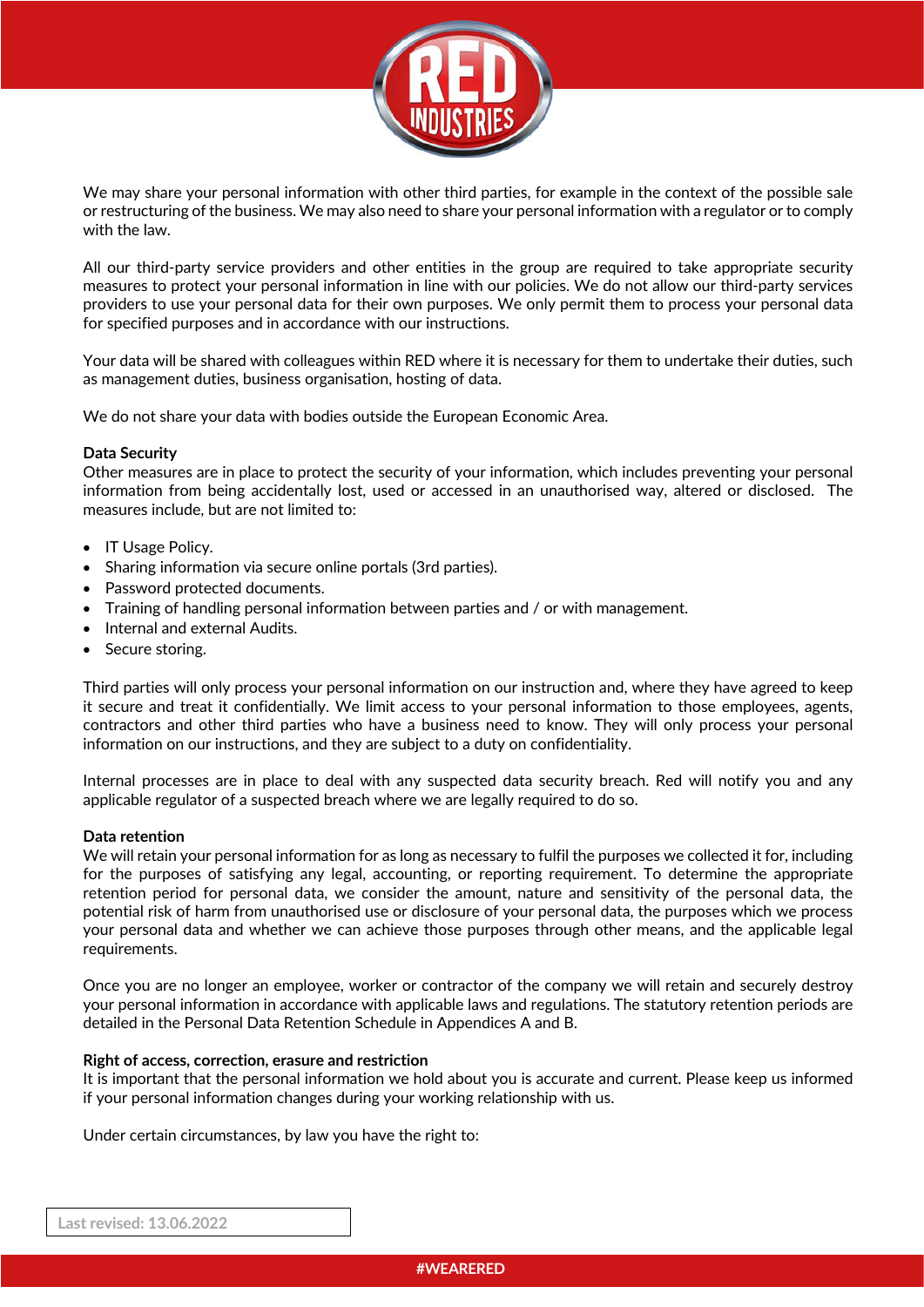We may share your personal information with other third parties, for example in the context of the possible sale or restructuring of the business. We may also need to share your personal information with a regulator or to comply with the law.

All our third-party service providers and other entities in the group are required to take appropriate security measures to protect your personal information in line with our policies. We do not allow our third-party services providers to use your personal data for their own purposes. We only permit them to process your personal data for specified purposes and in accordance with our instructions.

Your data will be shared with colleagues within RED where it is necessary for them to undertake their duties, such as management duties, business organisation, hosting of data.

We do not share your data with bodies outside the European Economic Area.

**Data Security**

Other measures are in place to protect the security of your information, which includes preventing your personal information from being accidentally lost, used or accessed in an unauthorised way, altered or disclosed. The measures include, but are not limited to:

- IT Usage Policy.
- Sharing information via secure online portals (3rd parties).
- Password protected documents.
- Training of handling personal information between parties and / or with management.
- Internal and external Audits.
- Secure storing.

Third parties will only process your personal information on our instruction and, where they have agreed to keep it secure and treat it confidentially. We limit access to your personal information to those employees, agents, contractors and other third parties who have a business need to know. They will only process your personal information on our instructions, and they are subject to a duty on confidentiality.

Internal processes are in place to deal with any suspected data security breach. Red will notify you and any applicable regulator of a suspected breach where we are legally required to do so.

**Data retention**

We will retain your personal information for as long as necessary to fulfil the purposes we collected it for, including for the purposes of satisfying any legal, accounting, or reporting requirement. To determine the appropriate retention period for personal data, we consider the amount, nature and sensitivity of the personal data, the potential risk of harm from unauthorised use or disclosure of your personal data, the purposes which we process your personal data and whether we can achieve those purposes through other means, and the applicable legal requirements.

Once you are no longer an employee, worker or contractor of the company we will retain and securely destroy your personal information in accordance with applicable laws and regulations. The statutory retention periods are detailed in the Personal Data Retention Schedule in Appendices A and B.

**Right of access, correction, erasure and restriction**

It is important that the personal information we hold about you is accurate and current. Please keep us informed if your personal information changes during your working relationship with us.

Under certain circumstances, by law you have the right to: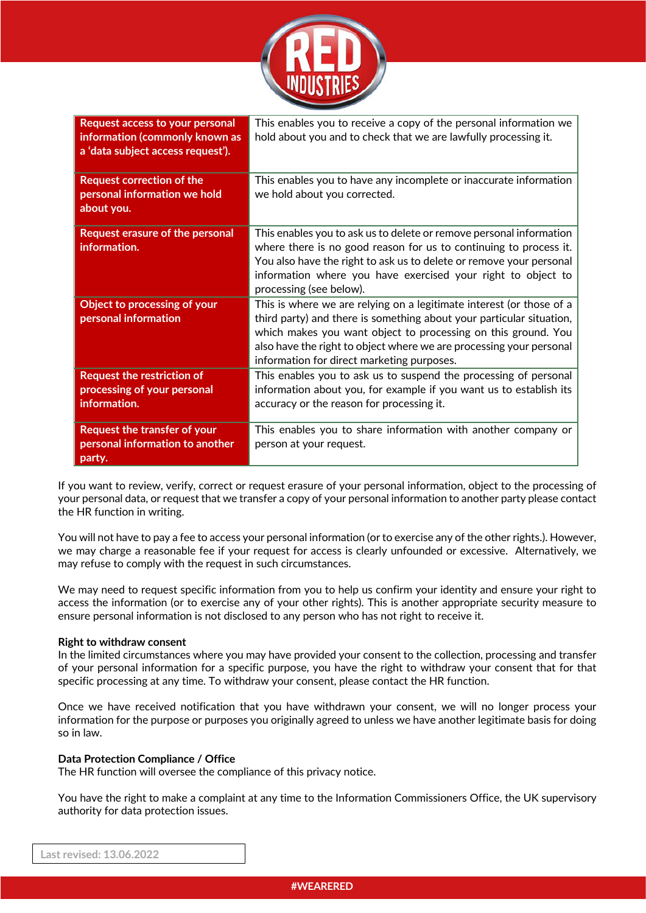| Request access to your personal information (commonly known as a 'data subject access request'). | This enables you to receive a copy of the personal information we hold about you and to check that we are lawfully processing it. |
|---|---|
| Request correction of the personal information we hold about you. | This enables you to have any incomplete or inaccurate information we hold about you corrected. |
| Request erasure of the personal information. | This enables you to ask us to delete or remove personal information where there is no good reason for us to continuing to process it. You also have the right to ask us to delete or remove your personal information where you have exercised your right to object to processing (see below). |
| Object to processing of your personal information | This is where we are relying on a legitimate interest (or those of a third party) and there is something about your particular situation, which makes you want object to processing on this ground. You also have the right to object where we are processing your personal information for direct marketing purposes. |
| Request the restriction of processing of your personal information. | This enables you to ask us to suspend the processing of personal information about you, for example if you want us to establish its accuracy or the reason for processing it. |
| Request the transfer of your personal information to another party. | This enables you to share information with another company or person at your request. |

If you want to review, verify, correct or request erasure of your personal information, object to the processing of your personal data, or request that we transfer a copy of your personal information to another party please contact the HR function in writing.

You will not have to pay a fee to access your personal information (or to exercise any of the other rights.). However, we may charge a reasonable fee if your request for access is clearly unfounded or excessive. Alternatively, we may refuse to comply with the request in such circumstances.

We may need to request specific information from you to help us confirm your identity and ensure your right to access the information (or to exercise any of your other rights). This is another appropriate security measure to ensure personal information is not disclosed to any person who has not right to receive it.

**Right to withdraw consent**
In the limited circumstances where you may have provided your consent to the collection, processing and transfer of your personal information for a specific purpose, you have the right to withdraw your consent that for that specific processing at any time. To withdraw your consent, please contact the HR function.

Once we have received notification that you have withdrawn your consent, we will no longer process your information for the purpose or purposes you originally agreed to unless we have another legitimate basis for doing so in law.

**Data Protection Compliance / Office**
The HR function will oversee the compliance of this privacy notice.

You have the right to make a complaint at any time to the Information Commissioners Office, the UK supervisory authority for data protection issues.

Last revised: 13.06.2022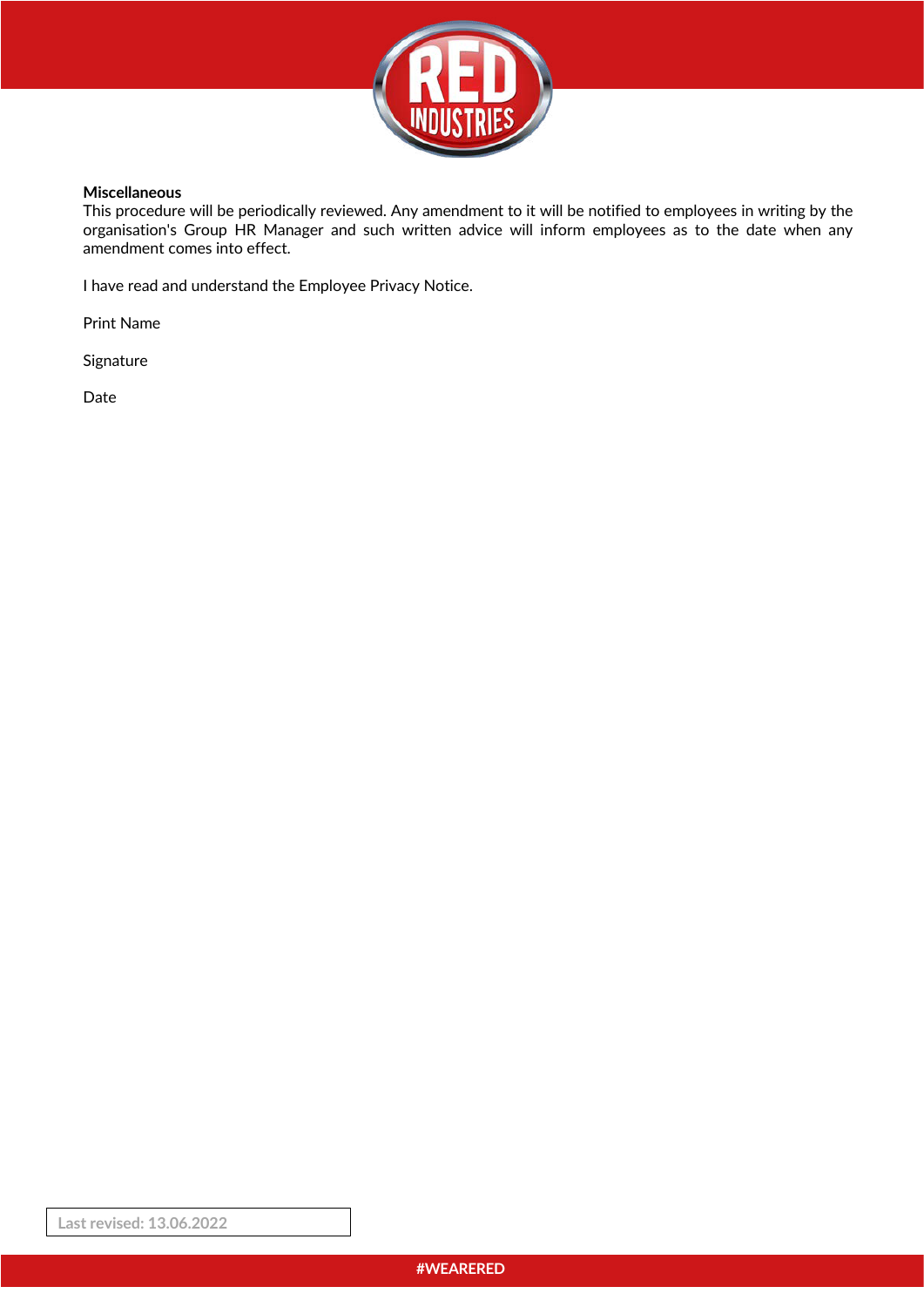**Miscellaneous**

This procedure will be periodically reviewed. Any amendment to it will be notified to employees in writing by the organisation's Group HR Manager and such written advice will inform employees as to the date when any amendment comes into effect.

I have read and understand the Employee Privacy Notice.

Print Name

Signature

Date

Last revised: 13.06.2022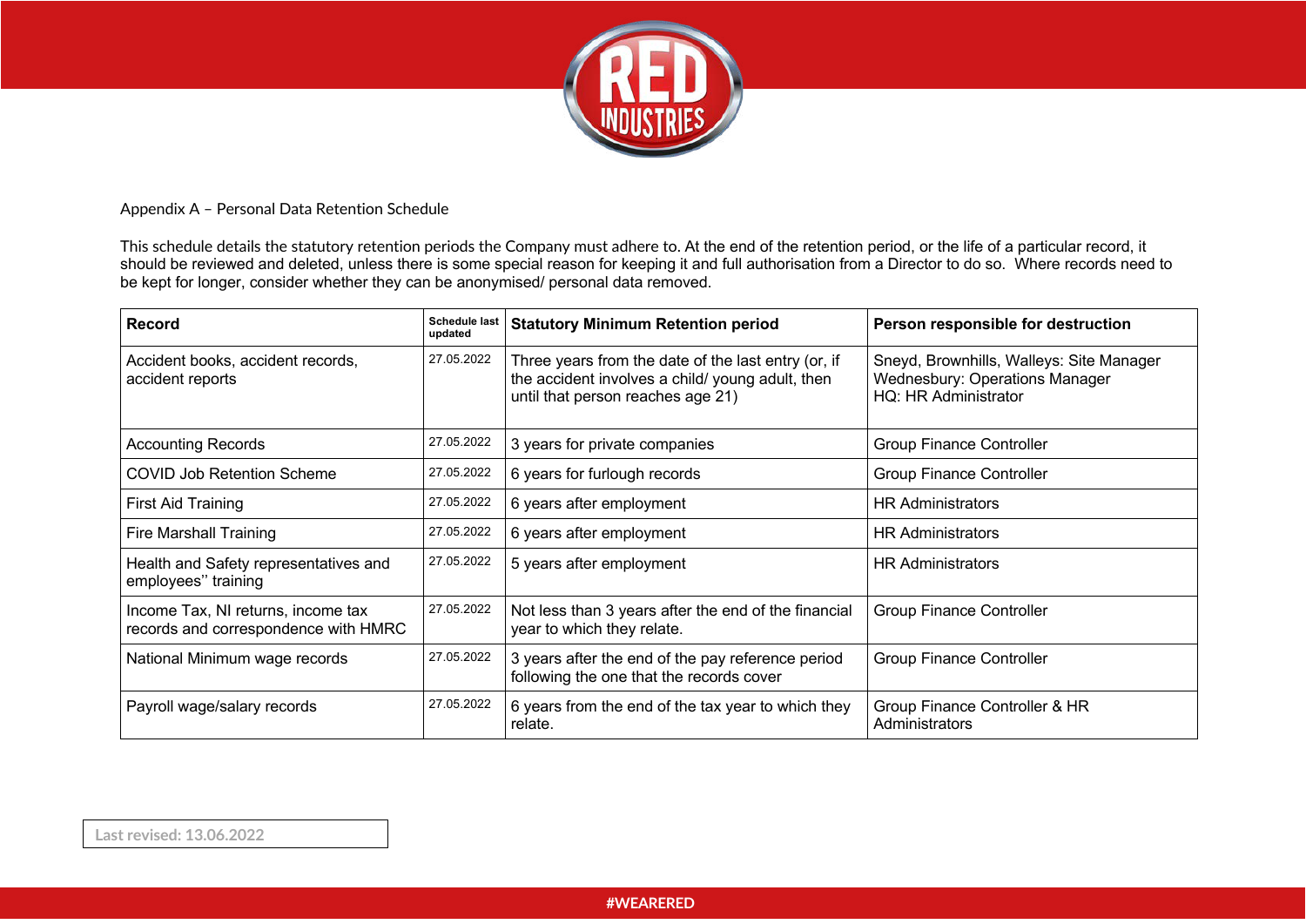Appendix A – Personal Data Retention Schedule

This schedule details the statutory retention periods the Company must adhere to. At the end of the retention period, or the life of a particular record, it should be reviewed and deleted, unless there is some special reason for keeping it and full authorisation from a Director to do so. Where records need to be kept for longer, consider whether they can be anonymised/ personal data removed.

| Record | Schedule last updated | Statutory Minimum Retention period | Person responsible for destruction |
|---|---|---|---|
| Accident books, accident records, accident reports | 27.05.2022 | Three years from the date of the last entry (or, if the accident involves a child/ young adult, then until that person reaches age 21) | Sneyd, Brownhills, Walleys: Site Manager<br>Wednesbury: Operations Manager<br>HQ: HR Administrator |
| Accounting Records | 27.05.2022 | 3 years for private companies | Group Finance Controller |
| COVID Job Retention Scheme | 27.05.2022 | 6 years for furlough records | Group Finance Controller |
| First Aid Training | 27.05.2022 | 6 years after employment | HR Administrators |
| Fire Marshall Training | 27.05.2022 | 6 years after employment | HR Administrators |
| Health and Safety representatives and employees'' training | 27.05.2022 | 5 years after employment | HR Administrators |
| Income Tax, NI returns, income tax records and correspondence with HMRC | 27.05.2022 | Not less than 3 years after the end of the financial year to which they relate. | Group Finance Controller |
| National Minimum wage records | 27.05.2022 | 3 years after the end of the pay reference period following the one that the records cover | Group Finance Controller |
| Payroll wage/salary records | 27.05.2022 | 6 years from the end of the tax year to which they relate. | Group Finance Controller & HR Administrators |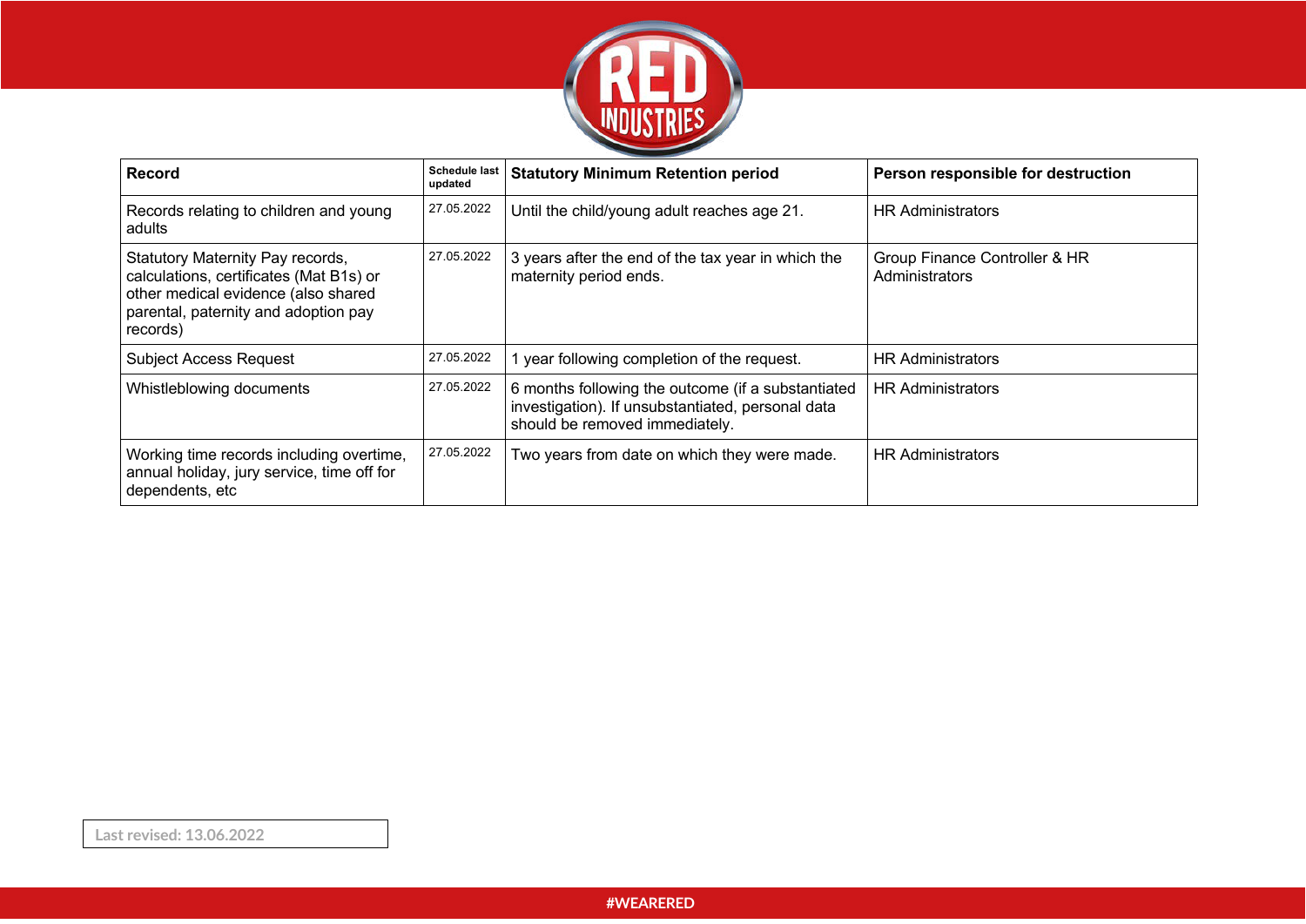| Record | Schedule last updated | Statutory Minimum Retention period | Person responsible for destruction |
| --- | --- | --- | --- |
| Records relating to children and young adults | 27.05.2022 | Until the child/young adult reaches age 21. | HR Administrators |
| Statutory Maternity Pay records, calculations, certificates (Mat B1s) or other medical evidence (also shared parental, paternity and adoption pay records) | 27.05.2022 | 3 years after the end of the tax year in which the maternity period ends. | Group Finance Controller & HR Administrators |
| Subject Access Request | 27.05.2022 | 1 year following completion of the request. | HR Administrators |
| Whistleblowing documents | 27.05.2022 | 6 months following the outcome (if a substantiated investigation). If unsubstantiated, personal data should be removed immediately. | HR Administrators |
| Working time records including overtime, annual holiday, jury service, time off for dependents, etc | 27.05.2022 | Two years from date on which they were made. | HR Administrators |

Last revised: 13.06.2022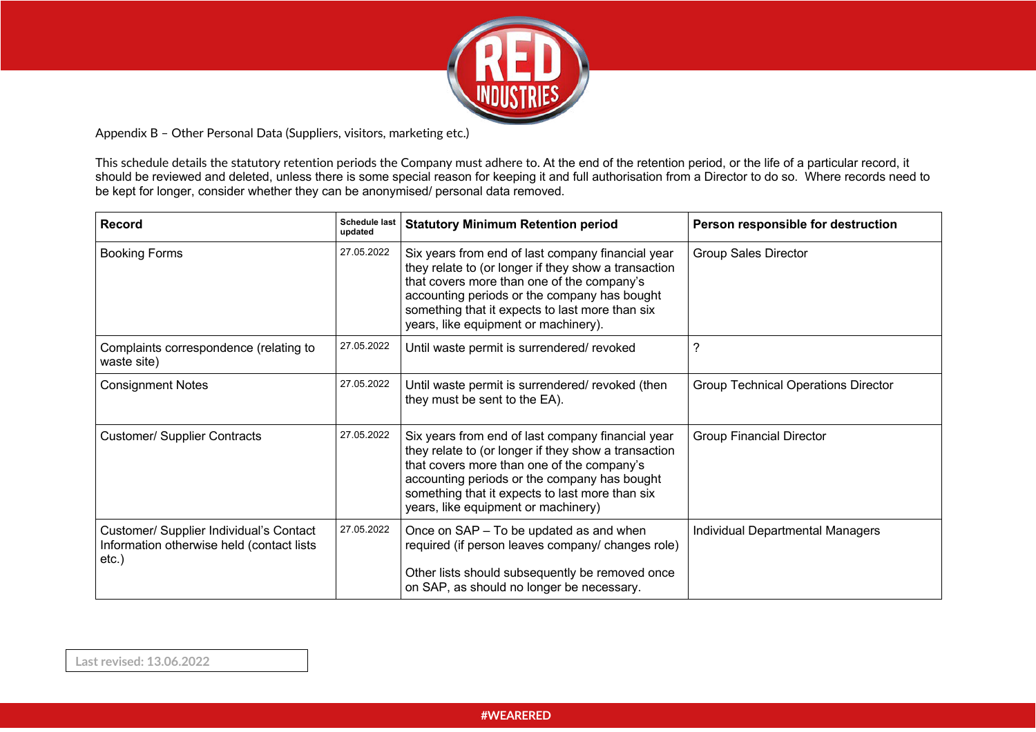Appendix B – Other Personal Data (Suppliers, visitors, marketing etc.)

This schedule details the statutory retention periods the Company must adhere to. At the end of the retention period, or the life of a particular record, it should be reviewed and deleted, unless there is some special reason for keeping it and full authorisation from a Director to do so. Where records need to be kept for longer, consider whether they can be anonymised/ personal data removed.

| Record | Schedule last updated | Statutory Minimum Retention period | Person responsible for destruction |
| --- | --- | --- | --- |
| Booking Forms | 27.05.2022 | Six years from end of last company financial year they relate to (or longer if they show a transaction that covers more than one of the company's accounting periods or the company has bought something that it expects to last more than six years, like equipment or machinery). | Group Sales Director |
| Complaints correspondence (relating to waste site) | 27.05.2022 | Until waste permit is surrendered/ revoked | ? |
| Consignment Notes | 27.05.2022 | Until waste permit is surrendered/ revoked (then they must be sent to the EA). | Group Technical Operations Director |
| Customer/ Supplier Contracts | 27.05.2022 | Six years from end of last company financial year they relate to (or longer if they show a transaction that covers more than one of the company's accounting periods or the company has bought something that it expects to last more than six years, like equipment or machinery) | Group Financial Director |
| Customer/ Supplier Individual's Contact Information otherwise held (contact lists etc.) | 27.05.2022 | Once on SAP – To be updated as and when required (if person leaves company/ changes role)<br><br>Other lists should subsequently be removed once on SAP, as should no longer be necessary. | Individual Departmental Managers |

Last revised: 13.06.2022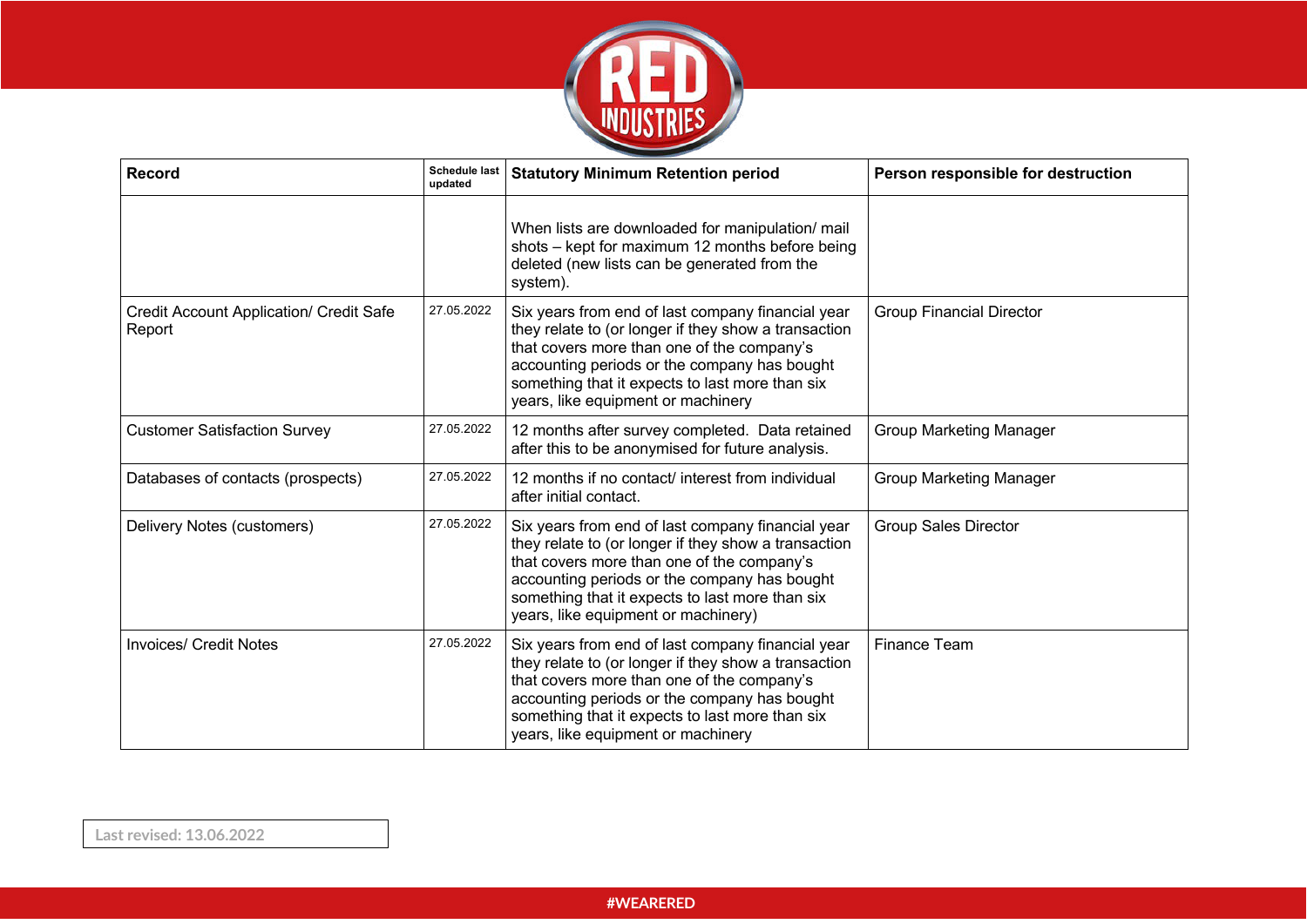| Record | Schedule last updated | Statutory Minimum Retention period | Person responsible for destruction |
|---|---|---|---|
| | | When lists are downloaded for manipulation/ mail shots – kept for maximum 12 months before being deleted (new lists can be generated from the system). | |
| Credit Account Application/ Credit Safe Report | 27.05.2022 | Six years from end of last company financial year they relate to (or longer if they show a transaction that covers more than one of the company's accounting periods or the company has bought something that it expects to last more than six years, like equipment or machinery | Group Financial Director |
| Customer Satisfaction Survey | 27.05.2022 | 12 months after survey completed. Data retained after this to be anonymised for future analysis. | Group Marketing Manager |
| Databases of contacts (prospects) | 27.05.2022 | 12 months if no contact/ interest from individual after initial contact. | Group Marketing Manager |
| Delivery Notes (customers) | 27.05.2022 | Six years from end of last company financial year they relate to (or longer if they show a transaction that covers more than one of the company's accounting periods or the company has bought something that it expects to last more than six years, like equipment or machinery) | Group Sales Director |
| Invoices/ Credit Notes | 27.05.2022 | Six years from end of last company financial year they relate to (or longer if they show a transaction that covers more than one of the company's accounting periods or the company has bought something that it expects to last more than six years, like equipment or machinery | Finance Team |

Last revised: 13.06.2022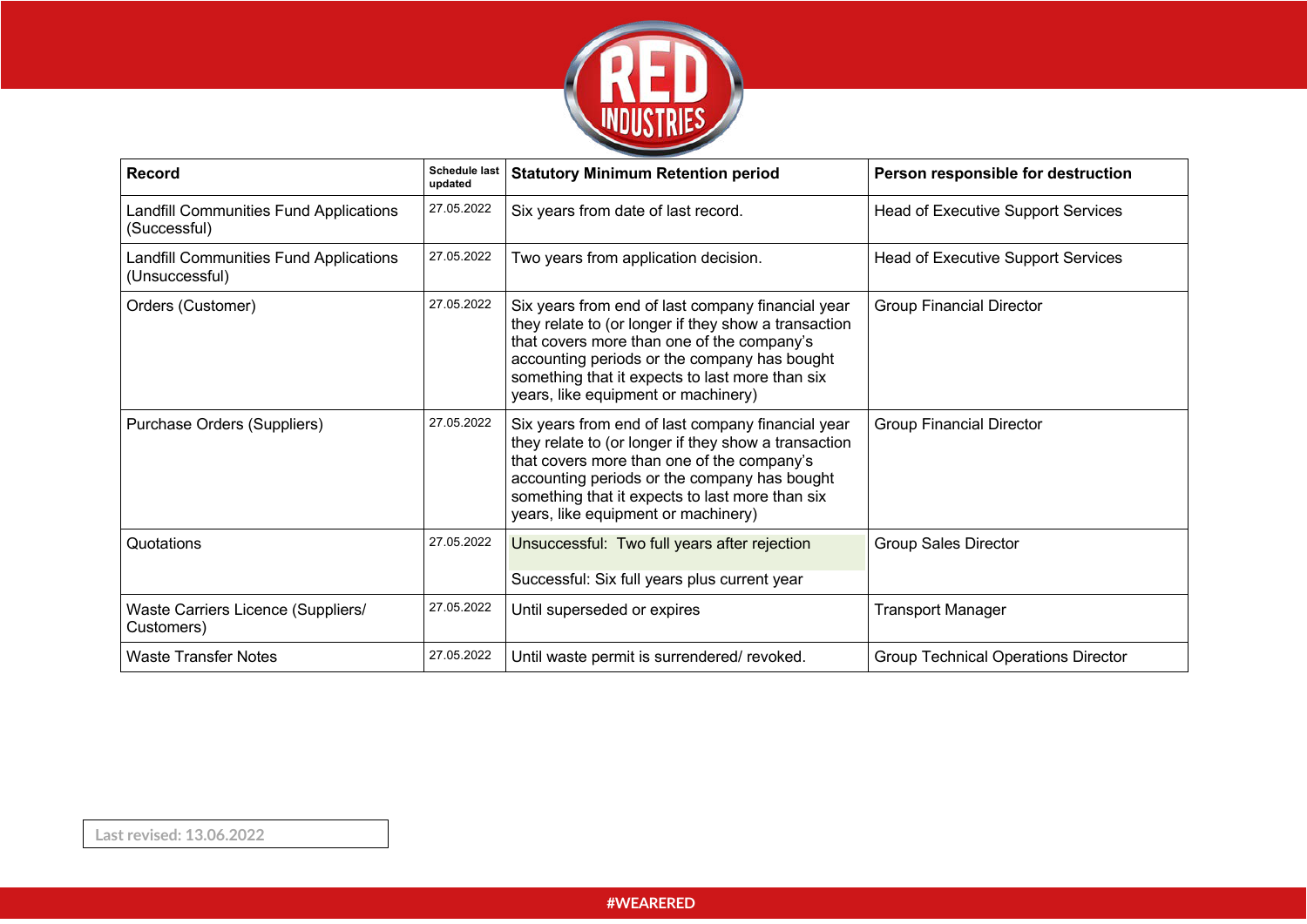| Record | Schedule last updated | Statutory Minimum Retention period | Person responsible for destruction |
|---|---|---|---|
| Landfill Communities Fund Applications (Successful) | 27.05.2022 | Six years from date of last record. | Head of Executive Support Services |
| Landfill Communities Fund Applications (Unsuccessful) | 27.05.2022 | Two years from application decision. | Head of Executive Support Services |
| Orders (Customer) | 27.05.2022 | Six years from end of last company financial year they relate to (or longer if they show a transaction that covers more than one of the company's accounting periods or the company has bought something that it expects to last more than six years, like equipment or machinery) | Group Financial Director |
| Purchase Orders (Suppliers) | 27.05.2022 | Six years from end of last company financial year they relate to (or longer if they show a transaction that covers more than one of the company's accounting periods or the company has bought something that it expects to last more than six years, like equipment or machinery) | Group Financial Director |
| Quotations | 27.05.2022 | Unsuccessful: Two full years after rejection<br><br>Successful: Six full years plus current year | Group Sales Director |
| Waste Carriers Licence (Suppliers/ Customers) | 27.05.2022 | Until superseded or expires | Transport Manager |
| Waste Transfer Notes | 27.05.2022 | Until waste permit is surrendered/ revoked. | Group Technical Operations Director |

Last revised: 13.06.2022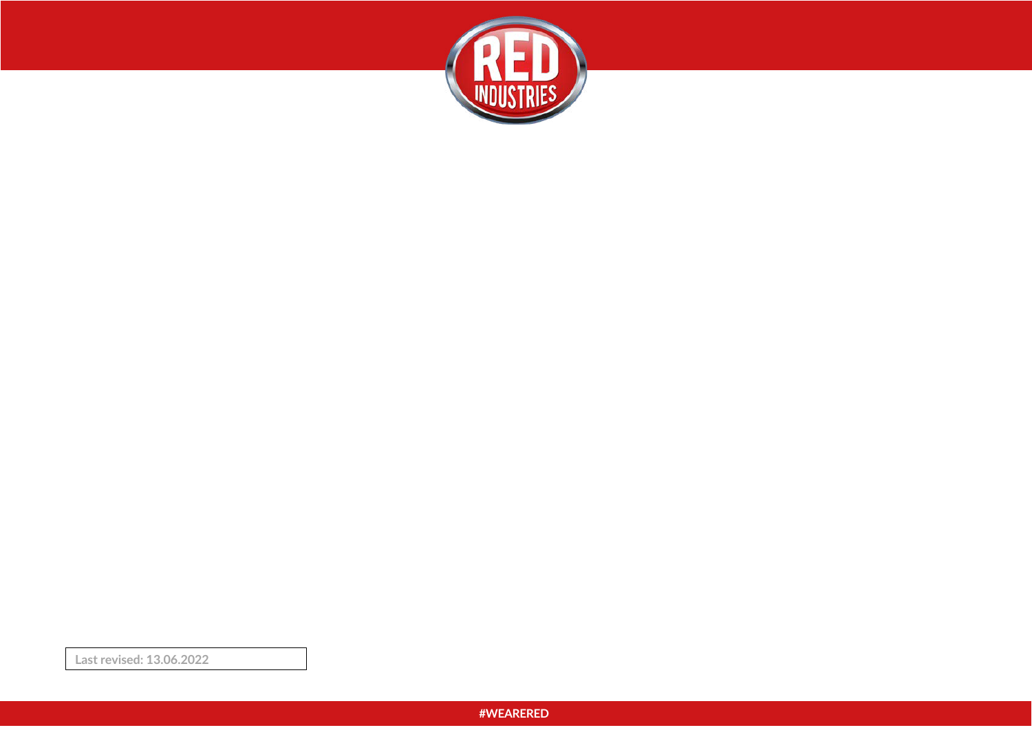Last revised: 13.06.2022